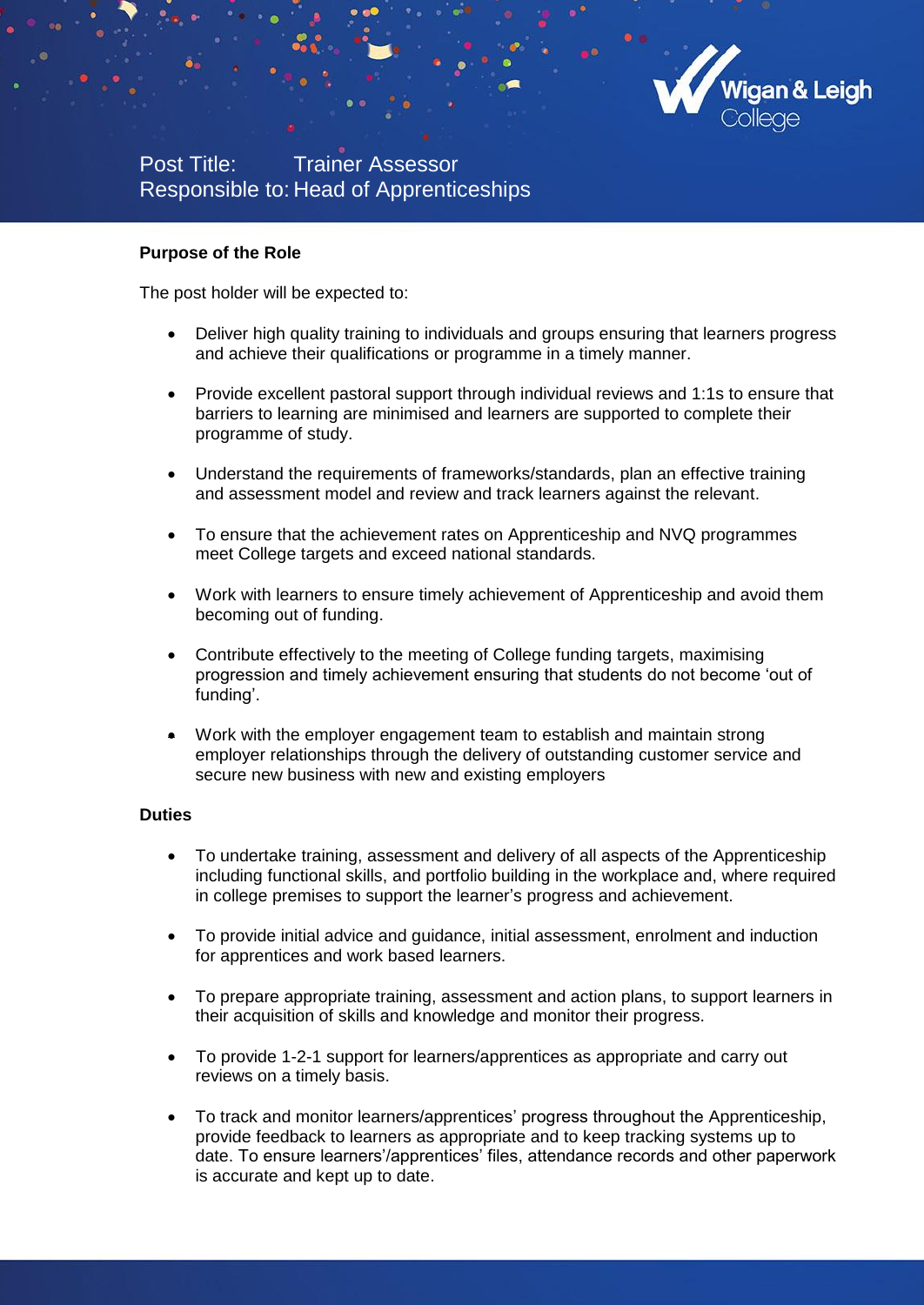Post Title: Trainer Assessor
Responsible to: Head of Apprenticeships

**Purpose of the Role**

The post holder will be expected to:

- Deliver high quality training to individuals and groups ensuring that learners progress and achieve their qualifications or programme in a timely manner.
- Provide excellent pastoral support through individual reviews and 1:1s to ensure that barriers to learning are minimised and learners are supported to complete their programme of study.
- Understand the requirements of frameworks/standards, plan an effective training and assessment model and review and track learners against the relevant.
- To ensure that the achievement rates on Apprenticeship and NVQ programmes meet College targets and exceed national standards.
- Work with learners to ensure timely achievement of Apprenticeship and avoid them becoming out of funding.
- Contribute effectively to the meeting of College funding targets, maximising progression and timely achievement ensuring that students do not become 'out of funding'.
- Work with the employer engagement team to establish and maintain strong employer relationships through the delivery of outstanding customer service and secure new business with new and existing employers

**Duties**

- To undertake training, assessment and delivery of all aspects of the Apprenticeship including functional skills, and portfolio building in the workplace and, where required in college premises to support the learner's progress and achievement.
- To provide initial advice and guidance, initial assessment, enrolment and induction for apprentices and work based learners.
- To prepare appropriate training, assessment and action plans, to support learners in their acquisition of skills and knowledge and monitor their progress.
- To provide 1-2-1 support for learners/apprentices as appropriate and carry out reviews on a timely basis.
- To track and monitor learners/apprentices' progress throughout the Apprenticeship, provide feedback to learners as appropriate and to keep tracking systems up to date. To ensure learners'/apprentices' files, attendance records and other paperwork is accurate and kept up to date.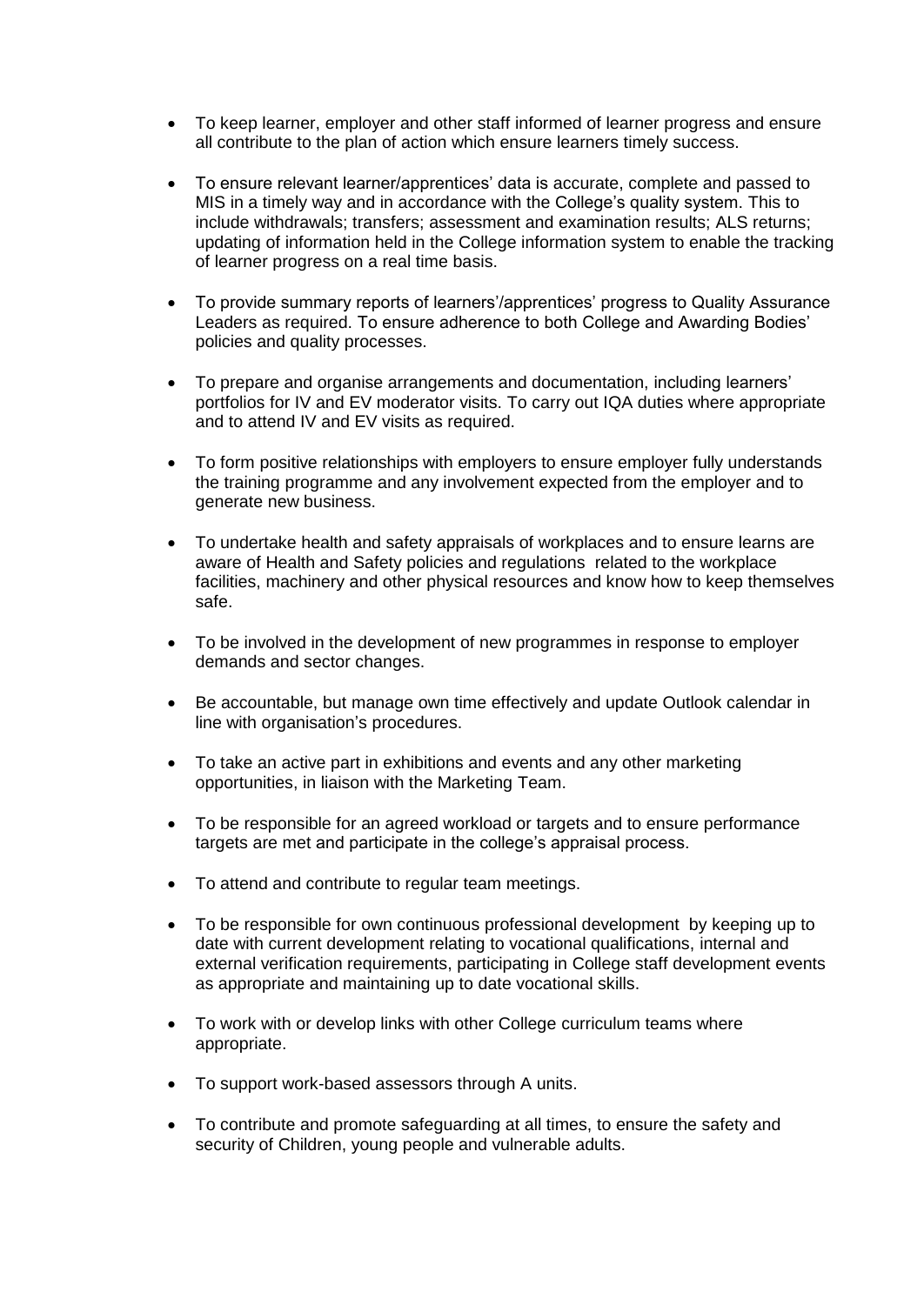- To keep learner, employer and other staff informed of learner progress and ensure all contribute to the plan of action which ensure learners timely success.

- To ensure relevant learner/apprentices' data is accurate, complete and passed to MIS in a timely way and in accordance with the College's quality system. This to include withdrawals; transfers; assessment and examination results; ALS returns; updating of information held in the College information system to enable the tracking of learner progress on a real time basis.

- To provide summary reports of learners'/apprentices' progress to Quality Assurance Leaders as required. To ensure adherence to both College and Awarding Bodies' policies and quality processes.

- To prepare and organise arrangements and documentation, including learners' portfolios for IV and EV moderator visits. To carry out IQA duties where appropriate and to attend IV and EV visits as required.

- To form positive relationships with employers to ensure employer fully understands the training programme and any involvement expected from the employer and to generate new business.

- To undertake health and safety appraisals of workplaces and to ensure learns are aware of Health and Safety policies and regulations related to the workplace facilities, machinery and other physical resources and know how to keep themselves safe.

- To be involved in the development of new programmes in response to employer demands and sector changes.

- Be accountable, but manage own time effectively and update Outlook calendar in line with organisation's procedures.

- To take an active part in exhibitions and events and any other marketing opportunities, in liaison with the Marketing Team.

- To be responsible for an agreed workload or targets and to ensure performance targets are met and participate in the college's appraisal process.

- To attend and contribute to regular team meetings.

- To be responsible for own continuous professional development by keeping up to date with current development relating to vocational qualifications, internal and external verification requirements, participating in College staff development events as appropriate and maintaining up to date vocational skills.

- To work with or develop links with other College curriculum teams where appropriate.

- To support work-based assessors through A units.

- To contribute and promote safeguarding at all times, to ensure the safety and security of Children, young people and vulnerable adults.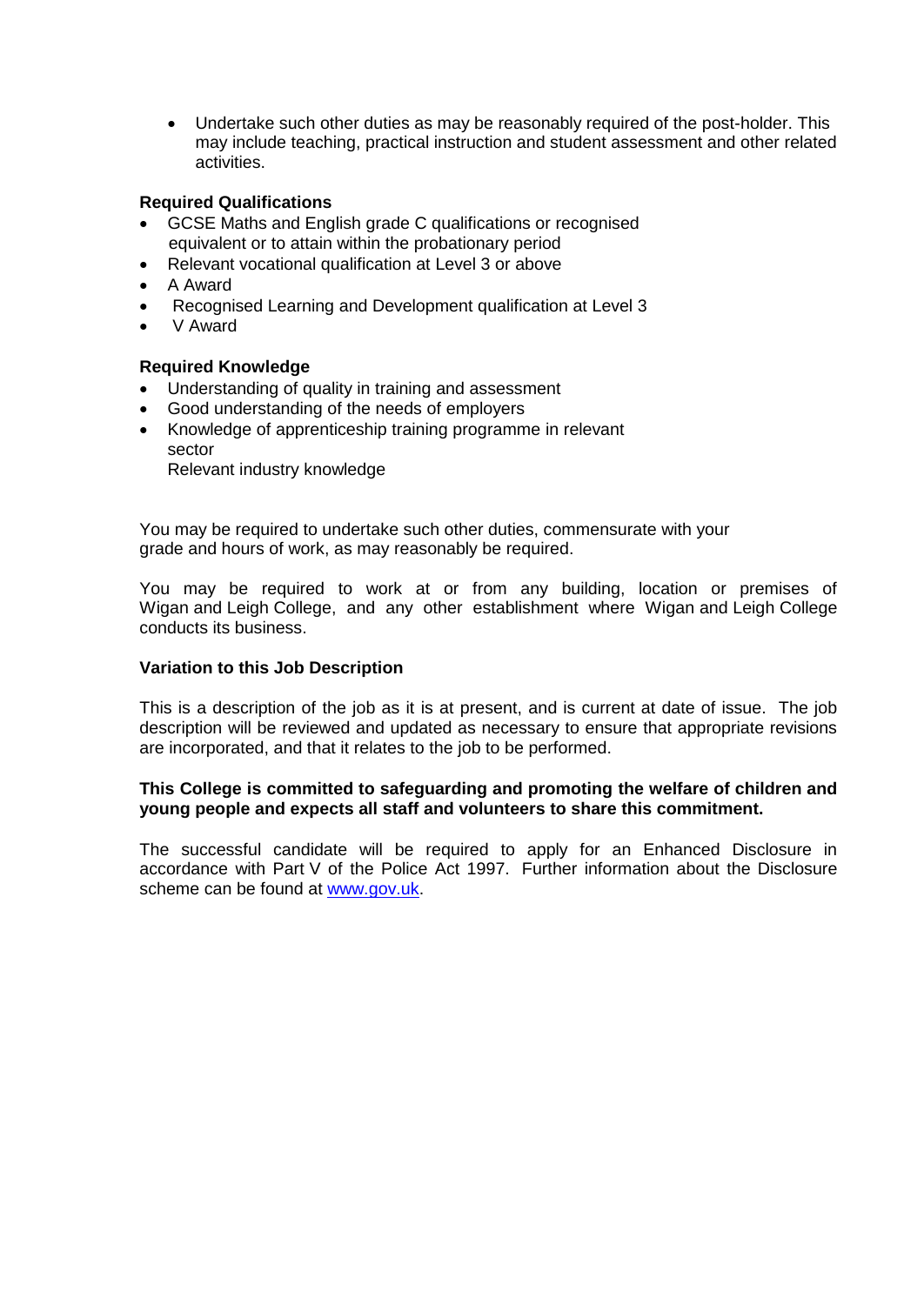- Undertake such other duties as may be reasonably required of the post-holder. This may include teaching, practical instruction and student assessment and other related activities.

**Required Qualifications**

- GCSE Maths and English grade C qualifications or recognised equivalent or to attain within the probationary period
- Relevant vocational qualification at Level 3 or above
- A Award
- Recognised Learning and Development qualification at Level 3
- V Award

**Required Knowledge**

- Understanding of quality in training and assessment
- Good understanding of the needs of employers
- Knowledge of apprenticeship training programme in relevant sector
  Relevant industry knowledge

You may be required to undertake such other duties, commensurate with your grade and hours of work, as may reasonably be required.

You may be required to work at or from any building, location or premises of Wigan and Leigh College, and any other establishment where Wigan and Leigh College conducts its business.

**Variation to this Job Description**

This is a description of the job as it is at present, and is current at date of issue. The job description will be reviewed and updated as necessary to ensure that appropriate revisions are incorporated, and that it relates to the job to be performed.

**This College is committed to safeguarding and promoting the welfare of children and young people and expects all staff and volunteers to share this commitment.**

The successful candidate will be required to apply for an Enhanced Disclosure in accordance with Part V of the Police Act 1997. Further information about the Disclosure scheme can be found at [www.gov.uk](www.gov.uk).